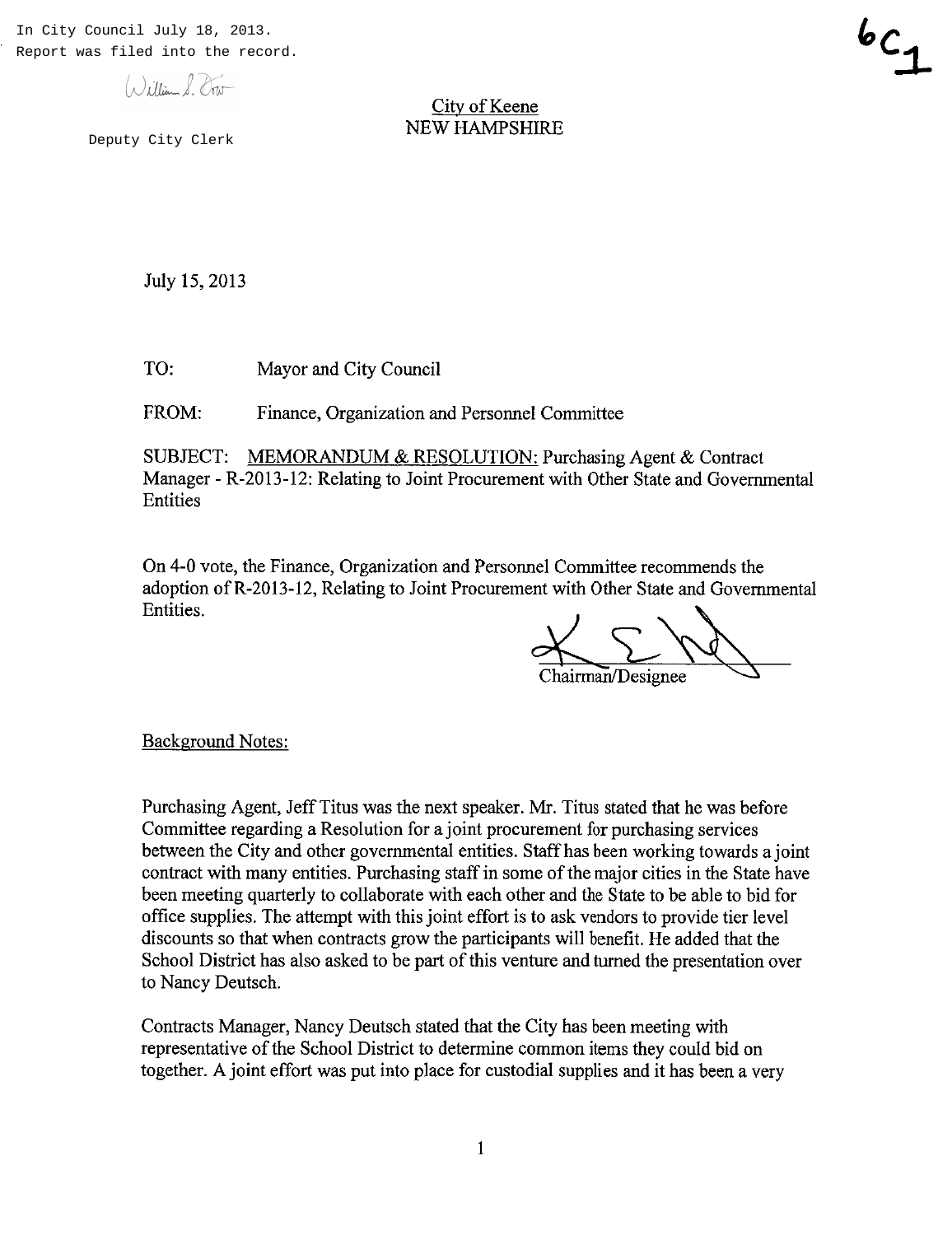In City Council July 18, 2013.
Report was filed into the record.

William S. Dow

Deputy City Clerk

6C1

City of Keene
NEW HAMPSHIRE

July 15, 2013

TO: Mayor and City Council

FROM: Finance, Organization and Personnel Committee

SUBJECT: MEMORANDUM & RESOLUTION: Purchasing Agent & Contract Manager - R-2013-12: Relating to Joint Procurement with Other State and Governmental Entities

On 4-0 vote, the Finance, Organization and Personnel Committee recommends the adoption of R-2013-12, Relating to Joint Procurement with Other State and Governmental Entities.

Chairman/Designee

Background Notes:

Purchasing Agent, Jeff Titus was the next speaker. Mr. Titus stated that he was before Committee regarding a Resolution for a joint procurement for purchasing services between the City and other governmental entities. Staff has been working towards a joint contract with many entities. Purchasing staff in some of the major cities in the State have been meeting quarterly to collaborate with each other and the State to be able to bid for office supplies. The attempt with this joint effort is to ask vendors to provide tier level discounts so that when contracts grow the participants will benefit. He added that the School District has also asked to be part of this venture and turned the presentation over to Nancy Deutsch.

Contracts Manager, Nancy Deutsch stated that the City has been meeting with representative of the School District to determine common items they could bid on together. A joint effort was put into place for custodial supplies and it has been a very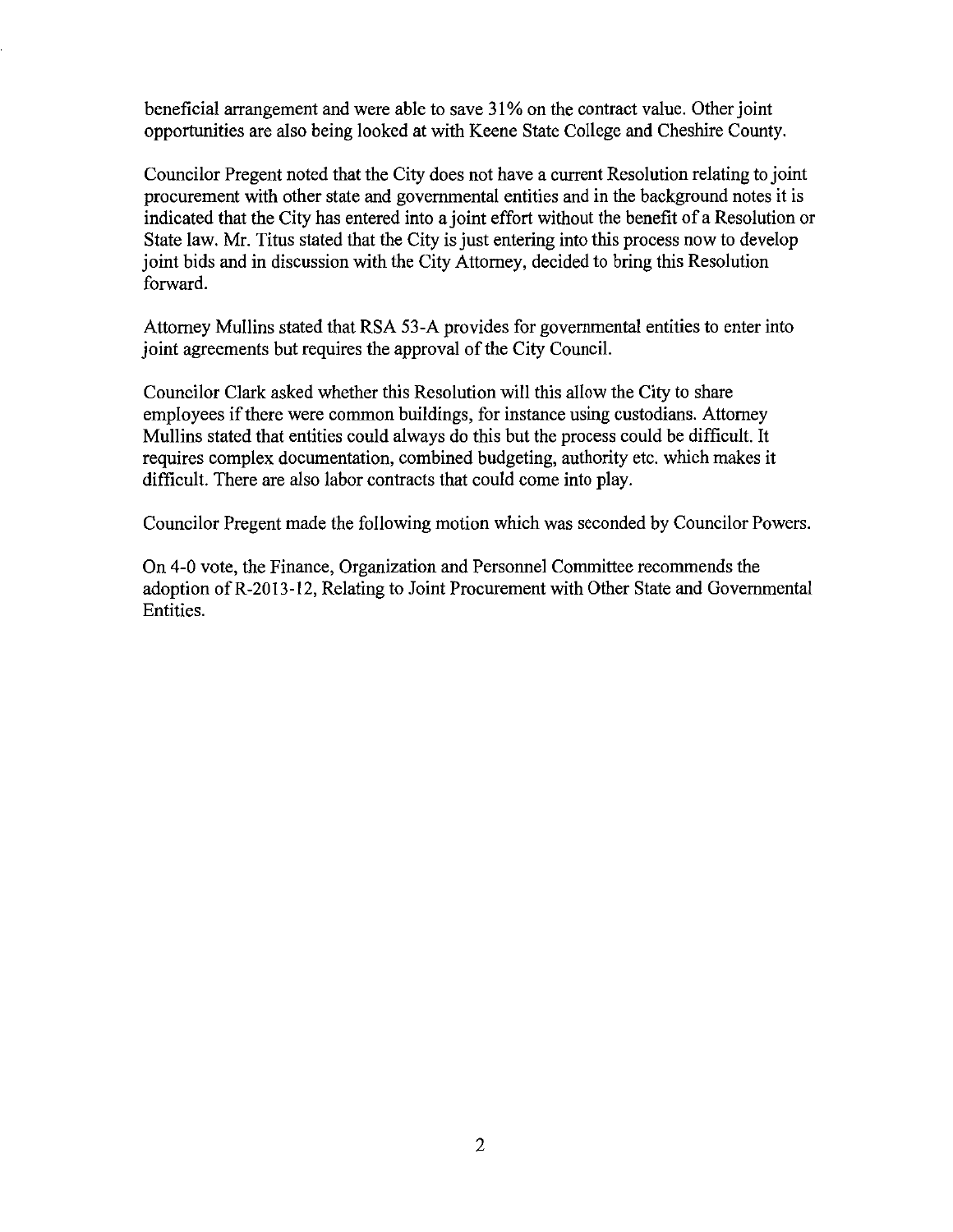beneficial arrangement and were able to save 31% on the contract value. Other joint opportunities are also being looked at with Keene State College and Cheshire County.

Councilor Pregent noted that the City does not have a current Resolution relating to joint procurement with other state and governmental entities and in the background notes it is indicated that the City has entered into a joint effort without the benefit of a Resolution or State law. Mr. Titus stated that the City is just entering into this process now to develop joint bids and in discussion with the City Attorney, decided to bring this Resolution forward.

Attorney Mullins stated that RSA 53-A provides for governmental entities to enter into joint agreements but requires the approval of the City Council.

Councilor Clark asked whether this Resolution will this allow the City to share employees if there were common buildings, for instance using custodians. Attorney Mullins stated that entities could always do this but the process could be difficult. It requires complex documentation, combined budgeting, authority etc. which makes it difficult. There are also labor contracts that could come into play.

Councilor Pregent made the following motion which was seconded by Councilor Powers.

On 4-0 vote, the Finance, Organization and Personnel Committee recommends the adoption of R-2013-12, Relating to Joint Procurement with Other State and Governmental Entities.